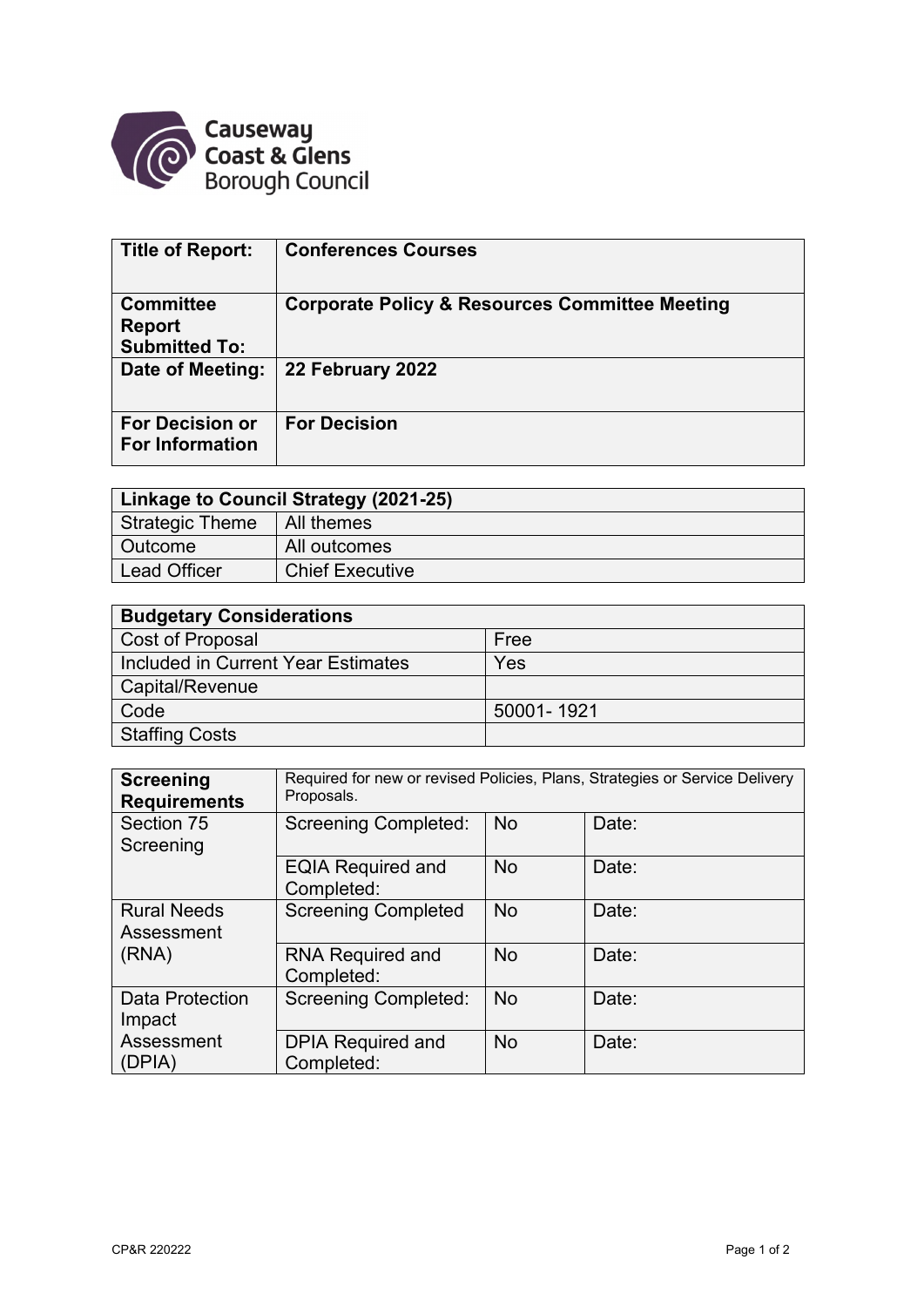| | |
|---|---|
| **Title of Report:** | **Conferences Courses** |
| **Committee Report Submitted To:** | **Corporate Policy & Resources Committee Meeting** |
| **Date of Meeting:** | **22 February 2022** |
| **For Decision or For Information** | **For Decision** |

| **Linkage to Council Strategy (2021-25)** | |
|---|---|
| Strategic Theme | All themes |
| Outcome | All outcomes |
| Lead Officer | Chief Executive |

| **Budgetary Considerations** | |
|---|---|
| Cost of Proposal | Free |
| Included in Current Year Estimates | Yes |
| Capital/Revenue | |
| Code | 50001- 1921 |
| Staffing Costs | |

| **Screening Requirements** | Required for new or revised Policies, Plans, Strategies or Service Delivery Proposals. | | |
|---|---|---|---|
| Section 75 Screening | Screening Completed: | No | Date: |
| | EQIA Required and Completed: | No | Date: |
| Rural Needs Assessment (RNA) | Screening Completed | No | Date: |
| | RNA Required and Completed: | No | Date: |
| Data Protection Impact Assessment (DPIA) | Screening Completed: | No | Date: |
| | DPIA Required and Completed: | No | Date: |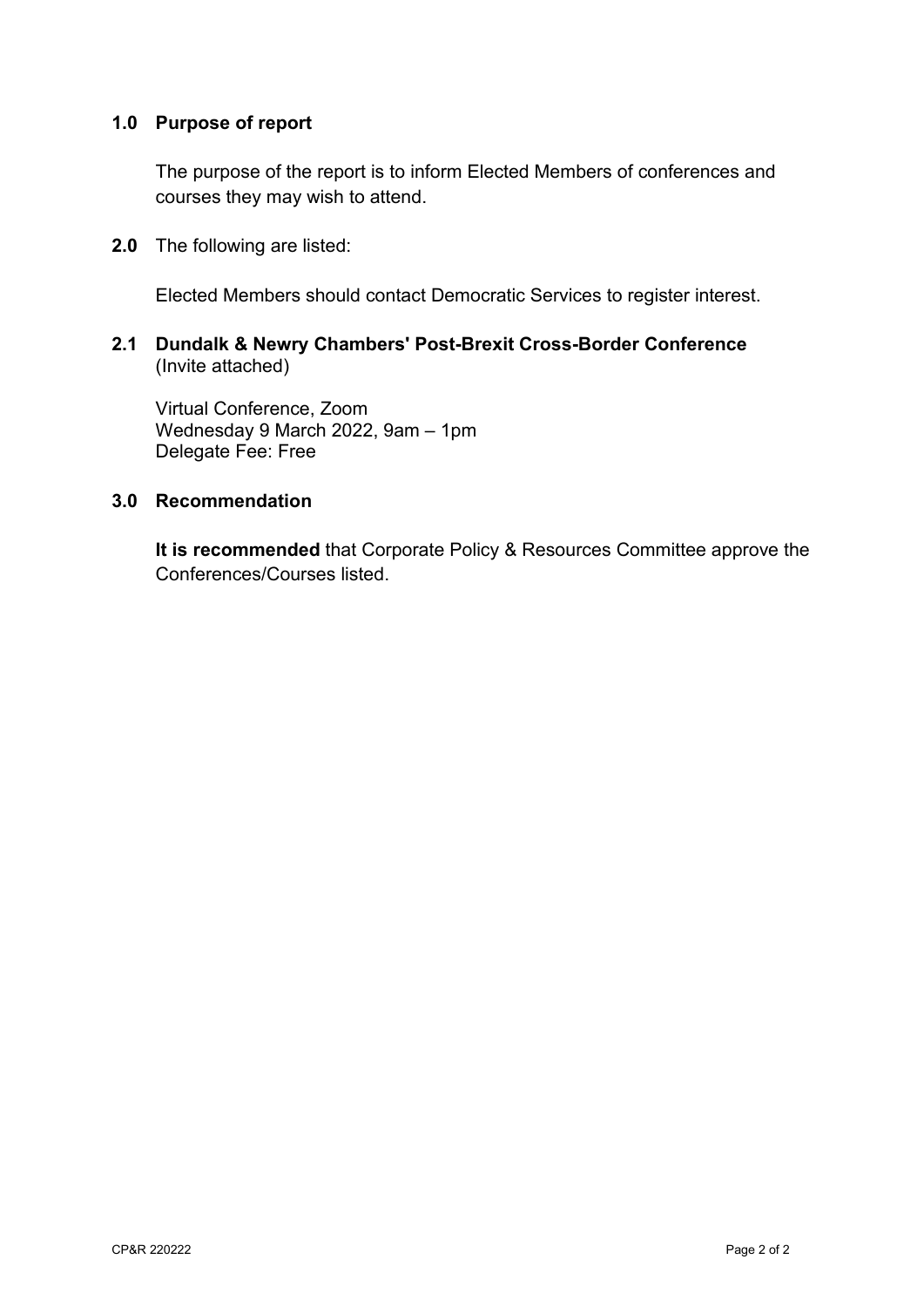## 1.0 Purpose of report

The purpose of the report is to inform Elected Members of conferences and courses they may wish to attend.

**2.0** The following are listed:

Elected Members should contact Democratic Services to register interest.

### 2.1 Dundalk & Newry Chambers' Post-Brexit Cross-Border Conference

(Invite attached)

Virtual Conference, Zoom
Wednesday 9 March 2022, 9am – 1pm
Delegate Fee: Free

## 3.0 Recommendation

**It is recommended** that Corporate Policy & Resources Committee approve the Conferences/Courses listed.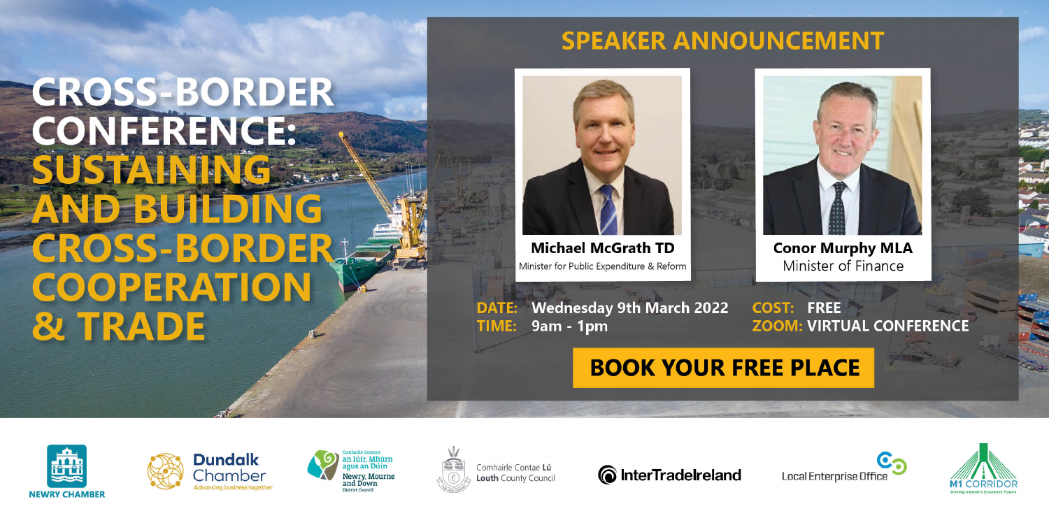# CROSS-BORDER CONFERENCE: SUSTAINING AND BUILDING CROSS-BORDER COOPERATION & TRADE

## SPEAKER ANNOUNCEMENT

**Michael McGrath TD**
Minister for Public Expenditure & Reform

**Conor Murphy MLA**
Minister of Finance

**DATE:** Wednesday 9th March 2022
**TIME:** 9am - 1pm

**COST:** FREE
**ZOOM:** VIRTUAL CONFERENCE

**BOOK YOUR FREE PLACE**

NEWRY CHAMBER

Dundalk Chamber
Advancing business together

Comhairle Ceantair an Iúir, Mhúrn agus an Dúin
Newry, Mourne and Down District Council

Comhairle Contae Lú
Louth County Council

InterTradeIreland

Local Enterprise Office

M1 CORRIDOR
Driving Ireland's Economic Future